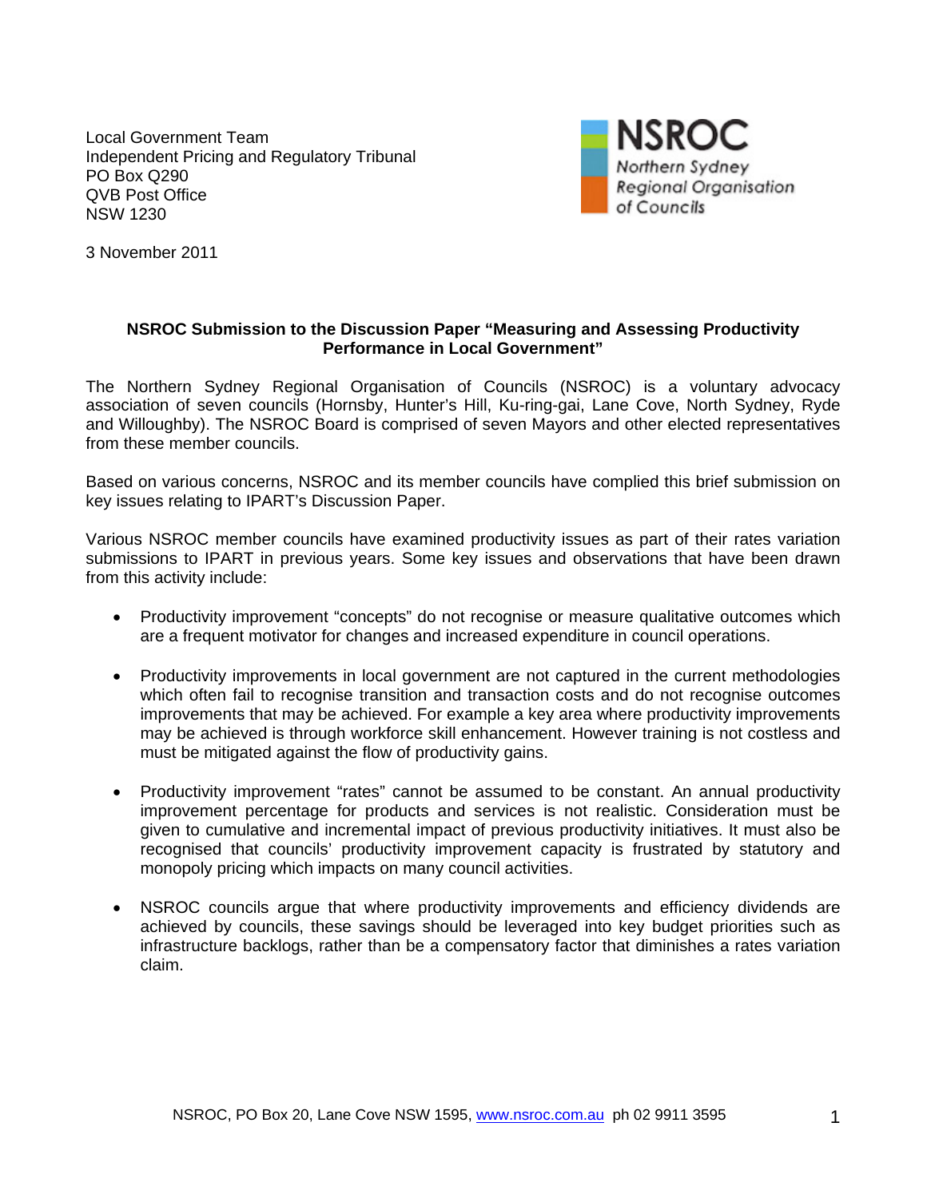Local Government Team
Independent Pricing and Regulatory Tribunal
PO Box Q290
QVB Post Office
NSW 1230

NSROC
Northern Sydney
Regional Organisation
of Councils

3 November 2011

**NSROC Submission to the Discussion Paper "Measuring and Assessing Productivity Performance in Local Government"**

The Northern Sydney Regional Organisation of Councils (NSROC) is a voluntary advocacy association of seven councils (Hornsby, Hunter's Hill, Ku-ring-gai, Lane Cove, North Sydney, Ryde and Willoughby). The NSROC Board is comprised of seven Mayors and other elected representatives from these member councils.

Based on various concerns, NSROC and its member councils have complied this brief submission on key issues relating to IPART's Discussion Paper.

Various NSROC member councils have examined productivity issues as part of their rates variation submissions to IPART in previous years. Some key issues and observations that have been drawn from this activity include:

- Productivity improvement "concepts" do not recognise or measure qualitative outcomes which are a frequent motivator for changes and increased expenditure in council operations.

- Productivity improvements in local government are not captured in the current methodologies which often fail to recognise transition and transaction costs and do not recognise outcomes improvements that may be achieved. For example a key area where productivity improvements may be achieved is through workforce skill enhancement. However training is not costless and must be mitigated against the flow of productivity gains.

- Productivity improvement "rates" cannot be assumed to be constant. An annual productivity improvement percentage for products and services is not realistic. Consideration must be given to cumulative and incremental impact of previous productivity initiatives. It must also be recognised that councils' productivity improvement capacity is frustrated by statutory and monopoly pricing which impacts on many council activities.

- NSROC councils argue that where productivity improvements and efficiency dividends are achieved by councils, these savings should be leveraged into key budget priorities such as infrastructure backlogs, rather than be a compensatory factor that diminishes a rates variation claim.

NSROC, PO Box 20, Lane Cove NSW 1595, www.nsroc.com.au ph 02 9911 3595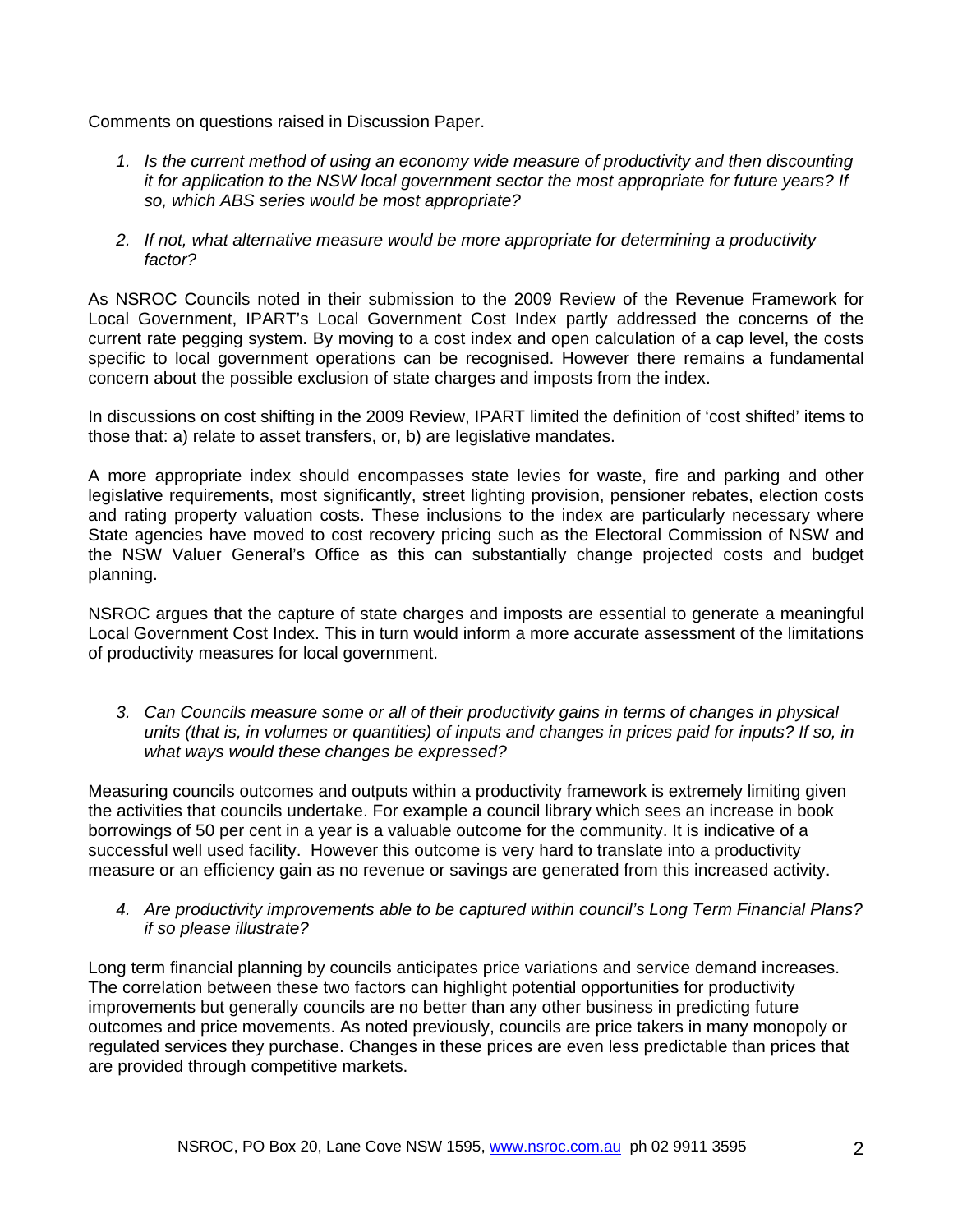Comments on questions raised in Discussion Paper.

1. *Is the current method of using an economy wide measure of productivity and then discounting it for application to the NSW local government sector the most appropriate for future years? If so, which ABS series would be most appropriate?*

2. *If not, what alternative measure would be more appropriate for determining a productivity factor?*

As NSROC Councils noted in their submission to the 2009 Review of the Revenue Framework for Local Government, IPART's Local Government Cost Index partly addressed the concerns of the current rate pegging system. By moving to a cost index and open calculation of a cap level, the costs specific to local government operations can be recognised. However there remains a fundamental concern about the possible exclusion of state charges and imposts from the index.

In discussions on cost shifting in the 2009 Review, IPART limited the definition of 'cost shifted' items to those that: a) relate to asset transfers, or, b) are legislative mandates.

A more appropriate index should encompasses state levies for waste, fire and parking and other legislative requirements, most significantly, street lighting provision, pensioner rebates, election costs and rating property valuation costs. These inclusions to the index are particularly necessary where State agencies have moved to cost recovery pricing such as the Electoral Commission of NSW and the NSW Valuer General's Office as this can substantially change projected costs and budget planning.

NSROC argues that the capture of state charges and imposts are essential to generate a meaningful Local Government Cost Index. This in turn would inform a more accurate assessment of the limitations of productivity measures for local government.

3. *Can Councils measure some or all of their productivity gains in terms of changes in physical units (that is, in volumes or quantities) of inputs and changes in prices paid for inputs? If so, in what ways would these changes be expressed?*

Measuring councils outcomes and outputs within a productivity framework is extremely limiting given the activities that councils undertake. For example a council library which sees an increase in book borrowings of 50 per cent in a year is a valuable outcome for the community. It is indicative of a successful well used facility. However this outcome is very hard to translate into a productivity measure or an efficiency gain as no revenue or savings are generated from this increased activity.

4. *Are productivity improvements able to be captured within council's Long Term Financial Plans? if so please illustrate?*

Long term financial planning by councils anticipates price variations and service demand increases. The correlation between these two factors can highlight potential opportunities for productivity improvements but generally councils are no better than any other business in predicting future outcomes and price movements. As noted previously, councils are price takers in many monopoly or regulated services they purchase. Changes in these prices are even less predictable than prices that are provided through competitive markets.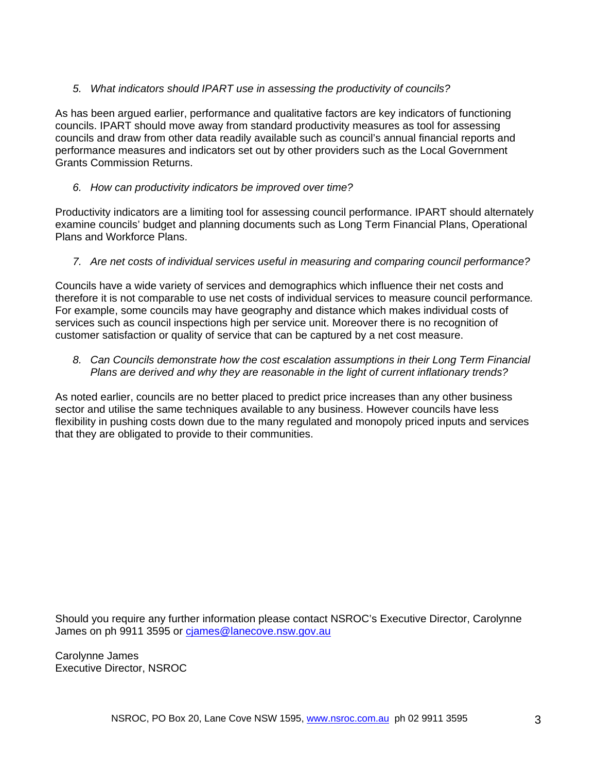5. *What indicators should IPART use in assessing the productivity of councils?*

As has been argued earlier, performance and qualitative factors are key indicators of functioning councils. IPART should move away from standard productivity measures as tool for assessing councils and draw from other data readily available such as council's annual financial reports and performance measures and indicators set out by other providers such as the Local Government Grants Commission Returns.

6. *How can productivity indicators be improved over time?*

Productivity indicators are a limiting tool for assessing council performance. IPART should alternately examine councils' budget and planning documents such as Long Term Financial Plans, Operational Plans and Workforce Plans.

7. *Are net costs of individual services useful in measuring and comparing council performance?*

Councils have a wide variety of services and demographics which influence their net costs and therefore it is not comparable to use net costs of individual services to measure council performance. For example, some councils may have geography and distance which makes individual costs of services such as council inspections high per service unit. Moreover there is no recognition of customer satisfaction or quality of service that can be captured by a net cost measure.

8. *Can Councils demonstrate how the cost escalation assumptions in their Long Term Financial Plans are derived and why they are reasonable in the light of current inflationary trends?*

As noted earlier, councils are no better placed to predict price increases than any other business sector and utilise the same techniques available to any business. However councils have less flexibility in pushing costs down due to the many regulated and monopoly priced inputs and services that they are obligated to provide to their communities.

Should you require any further information please contact NSROC's Executive Director, Carolynne James on ph 9911 3595 or cjames@lanecove.nsw.gov.au

Carolynne James
Executive Director, NSROC

NSROC, PO Box 20, Lane Cove NSW 1595, www.nsroc.com.au ph 02 9911 3595